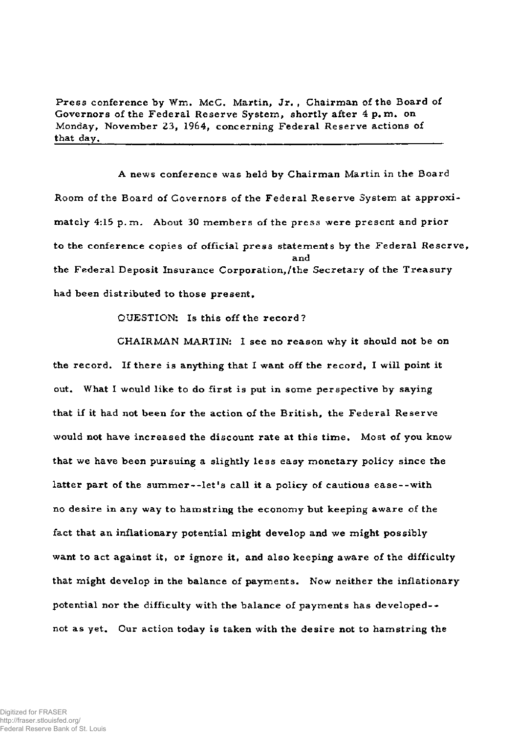Press conference by Wm. McC. Martin, Jr., Chairman of the Board of Governors of the Federal Reserve System, shortly after 4 p.m. on Monday, November 23, 1964, concerning Federal Reserve actions of that day.

A news conference was held by Chairman Martin in the Board Room of the Board of Governors of the Federal Reserve System at approximately 4:15 p.m. About 30 members of the press were present and prior to the conference copies of official press statements by the Federal Reserve, the Federal Deposit Insurance Corporation, and the Secretary of the Treasury had been distributed to those present.

QUESTION: Is this off the record?

CHAIRMAN MARTIN: I see no reason why it should not be on the record. If there is anything that I want off the record, I will point it out. What I would like to do first is put in some perspective by saying that if it had not been for the action of the British, the Federal Reserve would not have increased the discount rate at this time. Most of you know that we have been pursuing a slightly less easy monetary policy since the latter part of the summer--let's call it a policy of cautious ease--with no desire in any way to hamstring the economy but keeping aware of the fact that an inflationary potential might develop and we might possibly want to act against it, or ignore it, and also keeping aware of the difficulty that might develop in the balance of payments. Now neither the inflationary potential nor the difficulty with the balance of payments has developed--not as yet. Our action today is taken with the desire not to hamstring the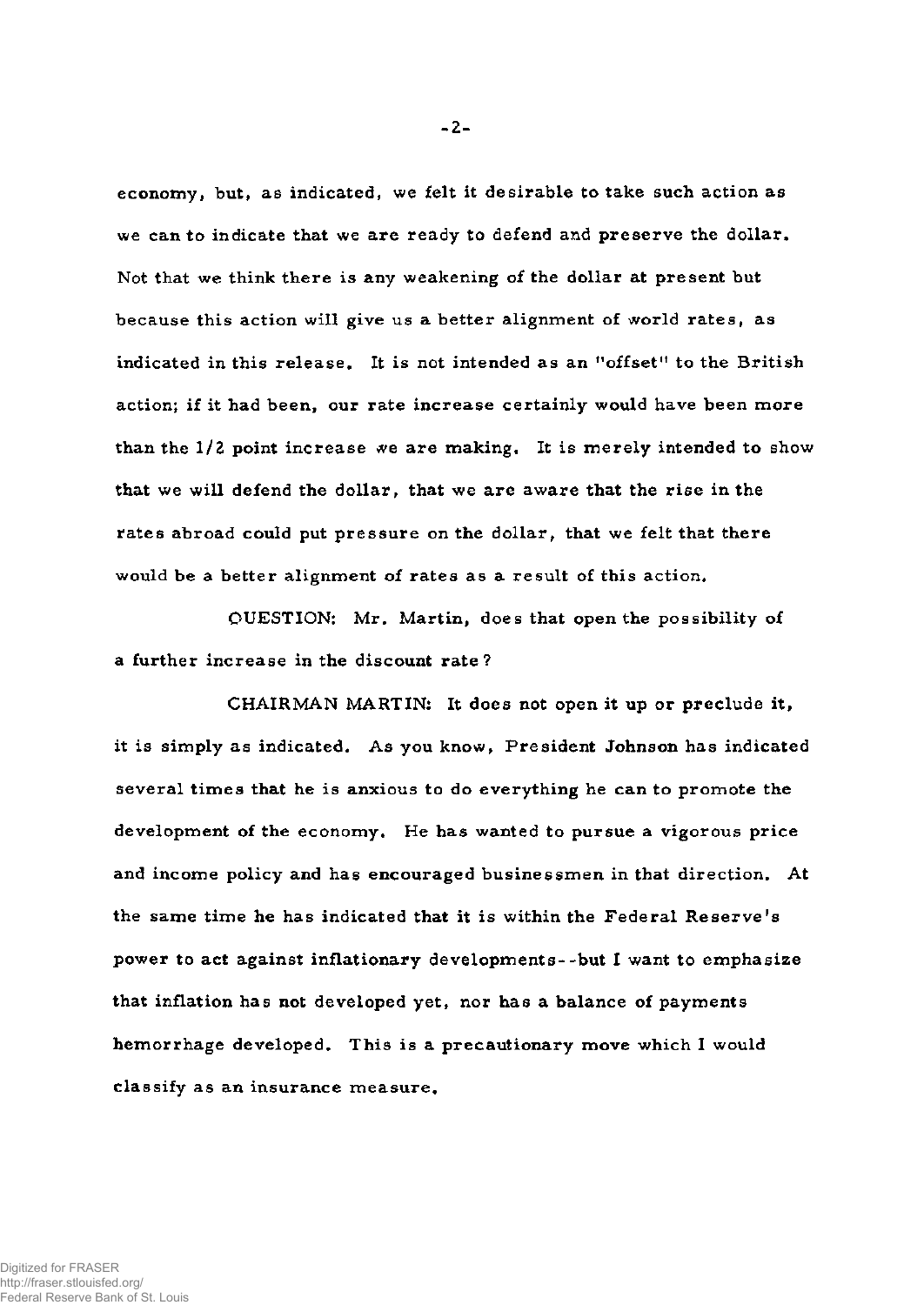economy, but, as indicated, we felt it desirable to take such action as we can to indicate that we are ready to defend and preserve the dollar. Not that we think there is any weakening of the dollar at present but because this action will give us a better alignment of world rates, as indicated in this release. It is not intended as an "offset" to the British action; if it had been, our rate increase certainly would have been more than the 1/2 point increase we are making. It is merely intended to show that we will defend the dollar, that we are aware that the rise in the rates abroad could put pressure on the dollar, that we felt that there would be a better alignment of rates as a result of this action.

QUESTION: Mr. Martin, does that open the possibility of a further increase in the discount rate?

CHAIRMAN MARTIN: It does not open it up or preclude it, it is simply as indicated. As you know, President Johnson has indicated several times that he is anxious to do everything he can to promote the development of the economy. He has wanted to pursue a vigorous price and income policy and has encouraged businessmen in that direction. At the same time he has indicated that it is within the Federal Reserve's power to act against inflationary developments--but I want to emphasize that inflation has not developed yet, nor has a balance of payments hemorrhage developed. This is a precautionary move which I would classify as an insurance measure.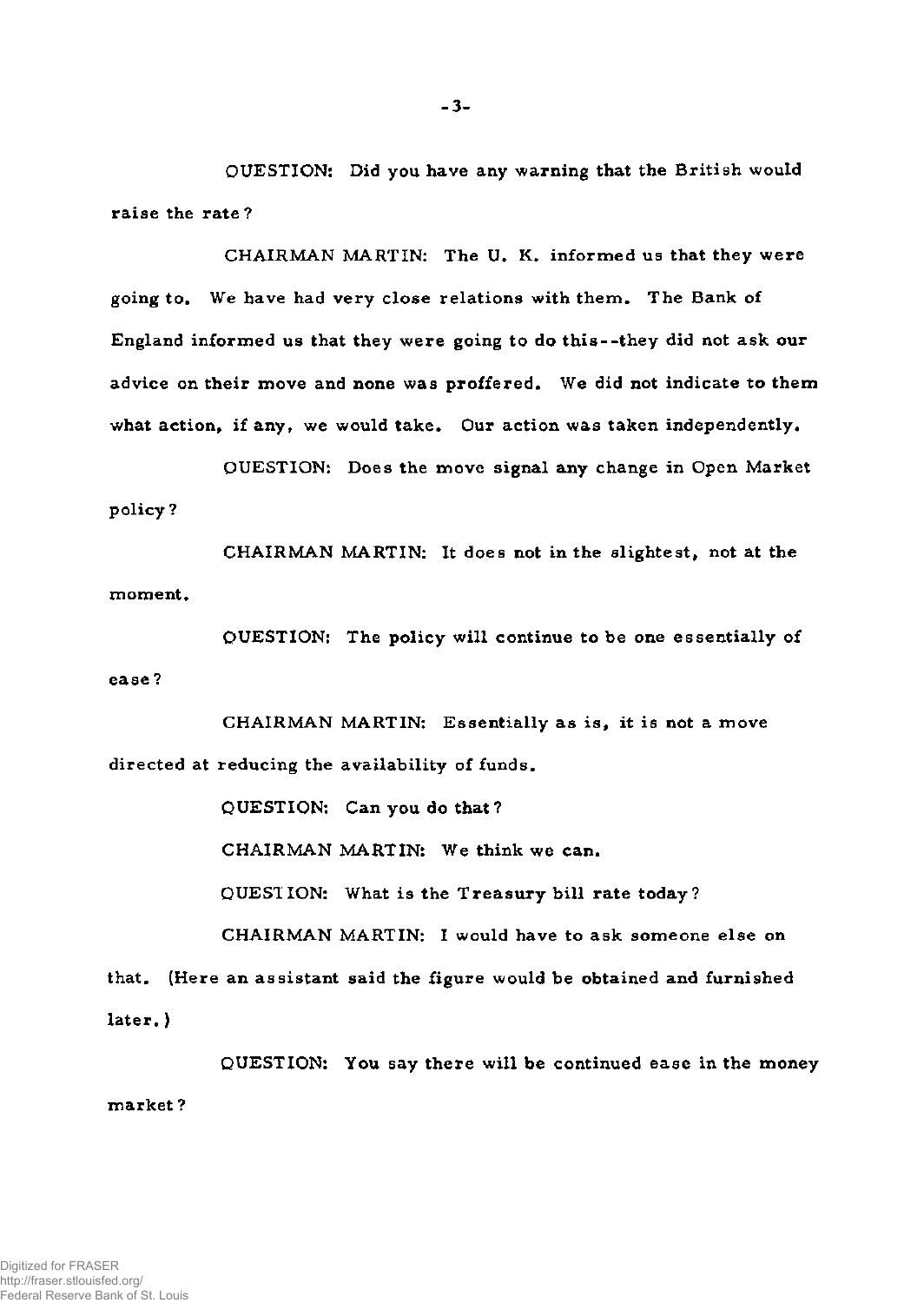QUESTION: Did you have any warning that the British would raise the rate?

CHAIRMAN MARTIN: The U. K. informed us that they were going to. We have had very close relations with them. The Bank of England informed us that they were going to do this--they did not ask our advice on their move and none was proffered. We did not indicate to them what action, if any, we would take. Our action was taken independently.

QUESTION: Does the move signal any change in Open Market policy?

CHAIRMAN MARTIN: It does not in the slightest, not at the moment.

QUESTION: The policy will continue to be one essentially of ease?

CHAIRMAN MARTIN: Essentially as is, it is not a move directed at reducing the availability of funds.

QUESTION: Can you do that?

CHAIRMAN MARTIN: We think we can.

QUESTION: What is the Treasury bill rate today?

CHAIRMAN MARTIN: I would have to ask someone else on that. (Here an assistant said the figure would be obtained and furnished later.)

QUESTION: You say there will be continued ease in the money market?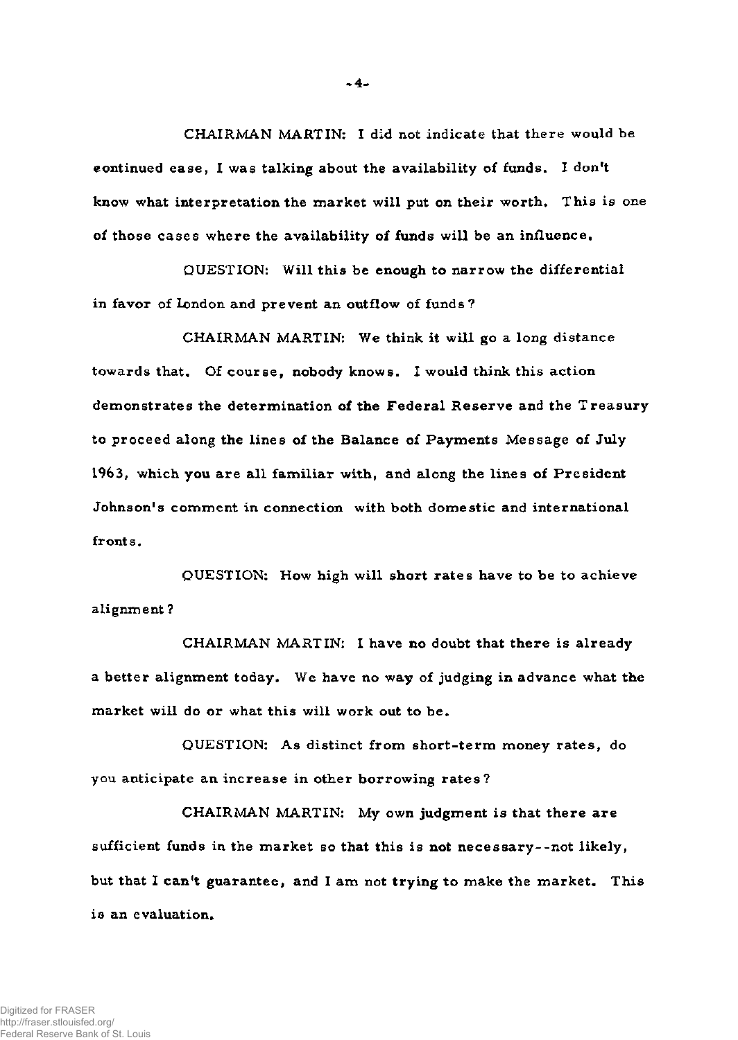CHAIRMAN MARTIN: I did not indicate that there would be continued ease, I was talking about the availability of funds. I don't know what interpretation the market will put on their worth. This is one of those cases where the availability of funds will be an influence.

QUESTION: Will this be enough to narrow the differential in favor of London and prevent an outflow of funds?

CHAIRMAN MARTIN: We think it will go a long distance towards that. Of course, nobody knows. I would think this action demonstrates the determination of the Federal Reserve and the Treasury to proceed along the lines of the Balance of Payments Message of July 1963, which you are all familiar with, and along the lines of President Johnson's comment in connection with both domestic and international fronts.

QUESTION: How high will short rates have to be to achieve alignment?

CHAIRMAN MARTIN: I have no doubt that there is already a better alignment today. We have no way of judging in advance what the market will do or what this will work out to be.

QUESTION: As distinct from short-term money rates, do you anticipate an increase in other borrowing rates?

CHAIRMAN MARTIN: My own judgment is that there are sufficient funds in the market so that this is not necessary--not likely, but that I can't guarantee, and I am not trying to make the market. This is an evaluation.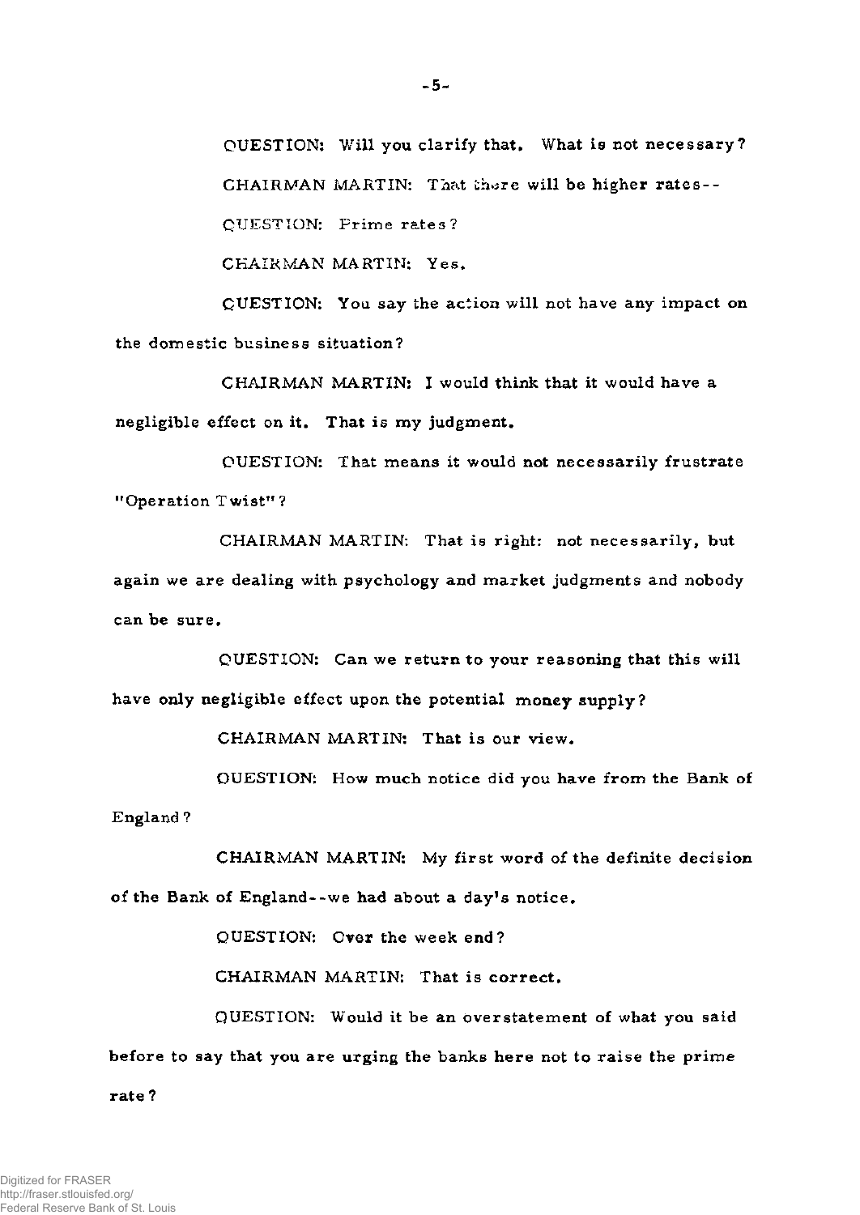QUESTION: Will you clarify that. What is not necessary?

CHAIRMAN MARTIN: That there will be higher rates--

QUESTION: Prime rates?

CHAIRMAN MARTIN: Yes.

QUESTION: You say the action will not have any impact on the domestic business situation?

CHAIRMAN MARTIN: I would think that it would have a negligible effect on it. That is my judgment.

QUESTION: That means it would not necessarily frustrate "Operation Twist"?

CHAIRMAN MARTIN: That is right: not necessarily, but again we are dealing with psychology and market judgments and nobody can be sure.

QUESTION: Can we return to your reasoning that this will have only negligible effect upon the potential money supply?

CHAIRMAN MARTIN: That is our view.

QUESTION: How much notice did you have from the Bank of England?

CHAIRMAN MARTIN: My first word of the definite decision of the Bank of England--we had about a day's notice.

QUESTION: Over the week end?

CHAIRMAN MARTIN: That is correct.

QUESTION: Would it be an overstatement of what you said before to say that you are urging the banks here not to raise the prime rate?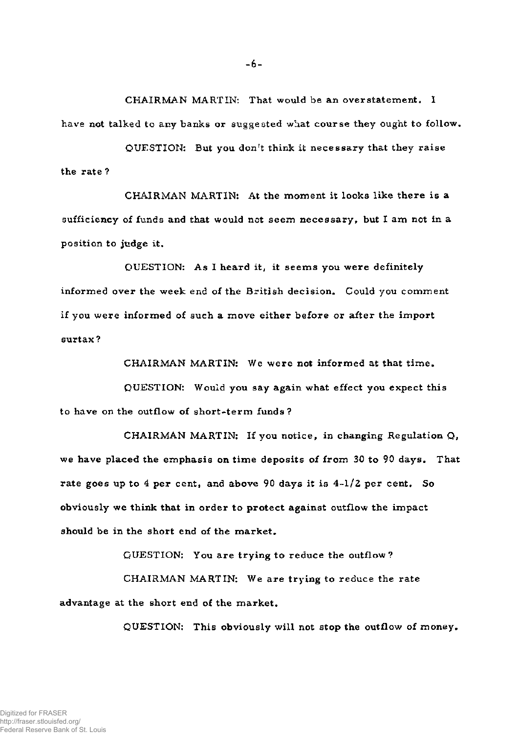CHAIRMAN MARTIN: That would be an overstatement. I have not talked to any banks or suggested what course they ought to follow.

QUESTION: But you don't think it necessary that they raise the rate?

CHAIRMAN MARTIN: At the moment it looks like there is a sufficiency of funds and that would not seem necessary, but I am not in a position to judge it.

QUESTION: As I heard it, it seems you were definitely informed over the week end of the British decision. Could you comment if you were informed of such a move either before or after the import surtax?

CHAIRMAN MARTIN: We were not informed at that time.

QUESTION: Would you say again what effect you expect this to have on the outflow of short-term funds?

CHAIRMAN MARTIN: If you notice, in changing Regulation Q, we have placed the emphasis on time deposits of from 30 to 90 days. That rate goes up to 4 per cent, and above 90 days it is 4-1/2 per cent. So obviously we think that in order to protect against outflow the impact should be in the short end of the market.

QUESTION: You are trying to reduce the outflow?

CHAIRMAN MARTIN: We are trying to reduce the rate advantage at the short end of the market.

QUESTION: This obviously will not stop the outflow of money.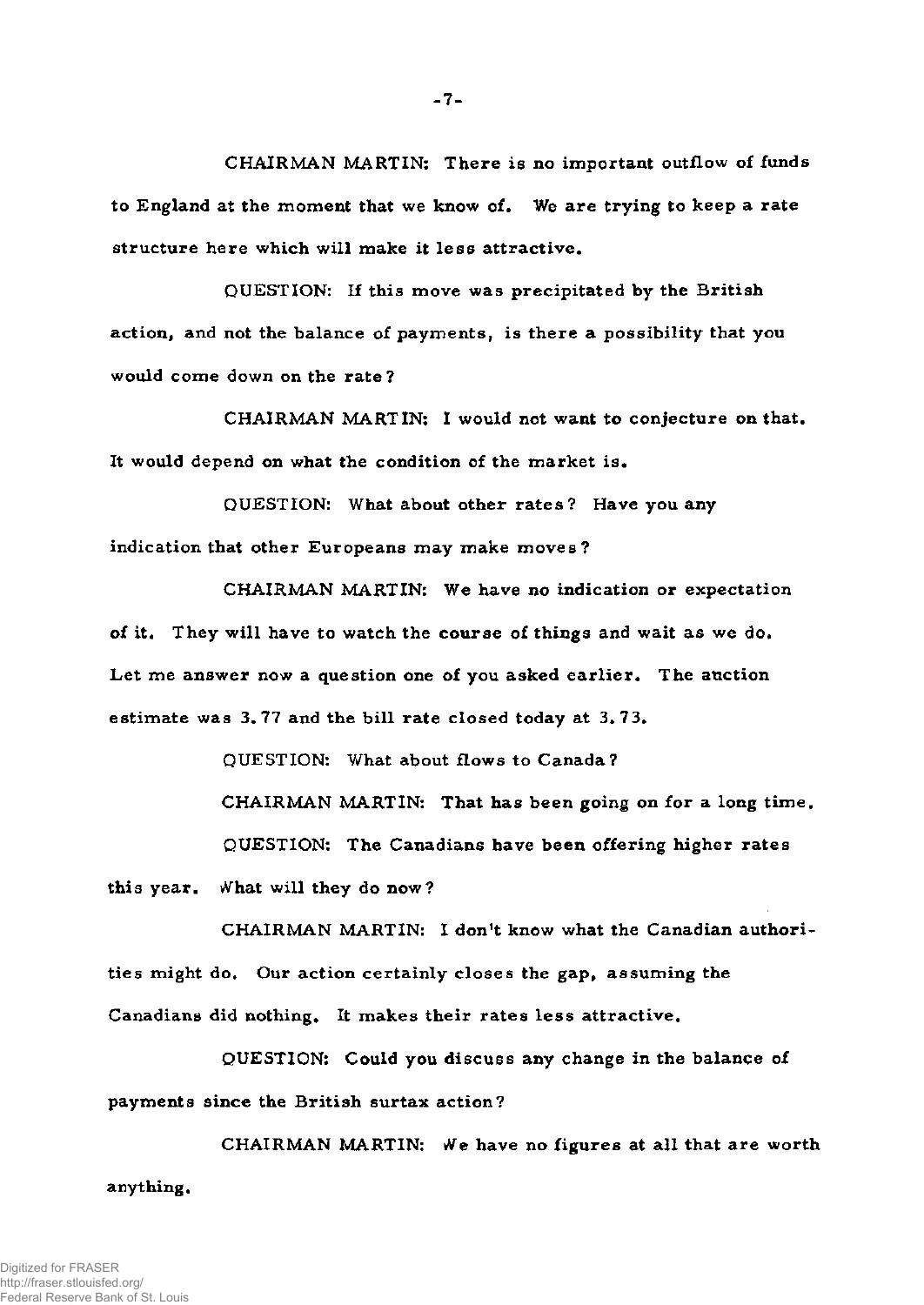CHAIRMAN MARTIN: There is no important outflow of funds to England at the moment that we know of. We are trying to keep a rate structure here which will make it less attractive.

QUESTION: If this move was precipitated by the British action, and not the balance of payments, is there a possibility that you would come down on the rate?

CHAIRMAN MARTIN: I would not want to conjecture on that. It would depend on what the condition of the market is.

QUESTION: What about other rates? Have you any indication that other Europeans may make moves?

CHAIRMAN MARTIN: We have no indication or expectation of it. They will have to watch the course of things and wait as we do. Let me answer now a question one of you asked earlier. The auction estimate was 3.77 and the bill rate closed today at 3.73.

QUESTION: What about flows to Canada?

CHAIRMAN MARTIN: That has been going on for a long time.

QUESTION: The Canadians have been offering higher rates this year. What will they do now?

CHAIRMAN MARTIN: I don't know what the Canadian authorities might do. Our action certainly closes the gap, assuming the Canadians did nothing. It makes their rates less attractive.

QUESTION: Could you discuss any change in the balance of payments since the British surtax action?

CHAIRMAN MARTIN: We have no figures at all that are worth anything.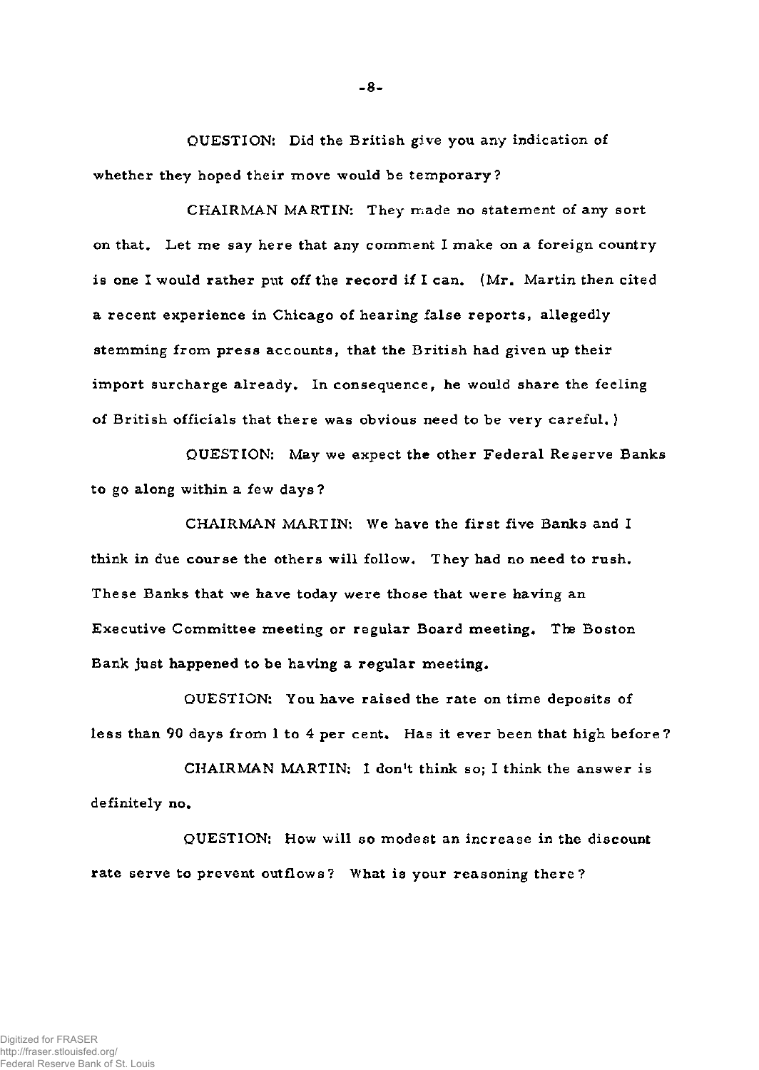QUESTION: Did the British give you any indication of whether they hoped their move would be temporary?

CHAIRMAN MARTIN: They made no statement of any sort on that. Let me say here that any comment I make on a foreign country is one I would rather put off the record if I can. (Mr. Martin then cited a recent experience in Chicago of hearing false reports, allegedly stemming from press accounts, that the British had given up their import surcharge already. In consequence, he would share the feeling of British officials that there was obvious need to be very careful.)

QUESTION: May we expect the other Federal Reserve Banks to go along within a few days?

CHAIRMAN MARTIN: We have the first five Banks and I think in due course the others will follow. They had no need to rush. These Banks that we have today were those that were having an Executive Committee meeting or regular Board meeting. The Boston Bank just happened to be having a regular meeting.

QUESTION: You have raised the rate on time deposits of less than 90 days from 1 to 4 per cent. Has it ever been that high before?

CHAIRMAN MARTIN: I don't think so; I think the answer is definitely no.

QUESTION: How will so modest an increase in the discount rate serve to prevent outflows? What is your reasoning there?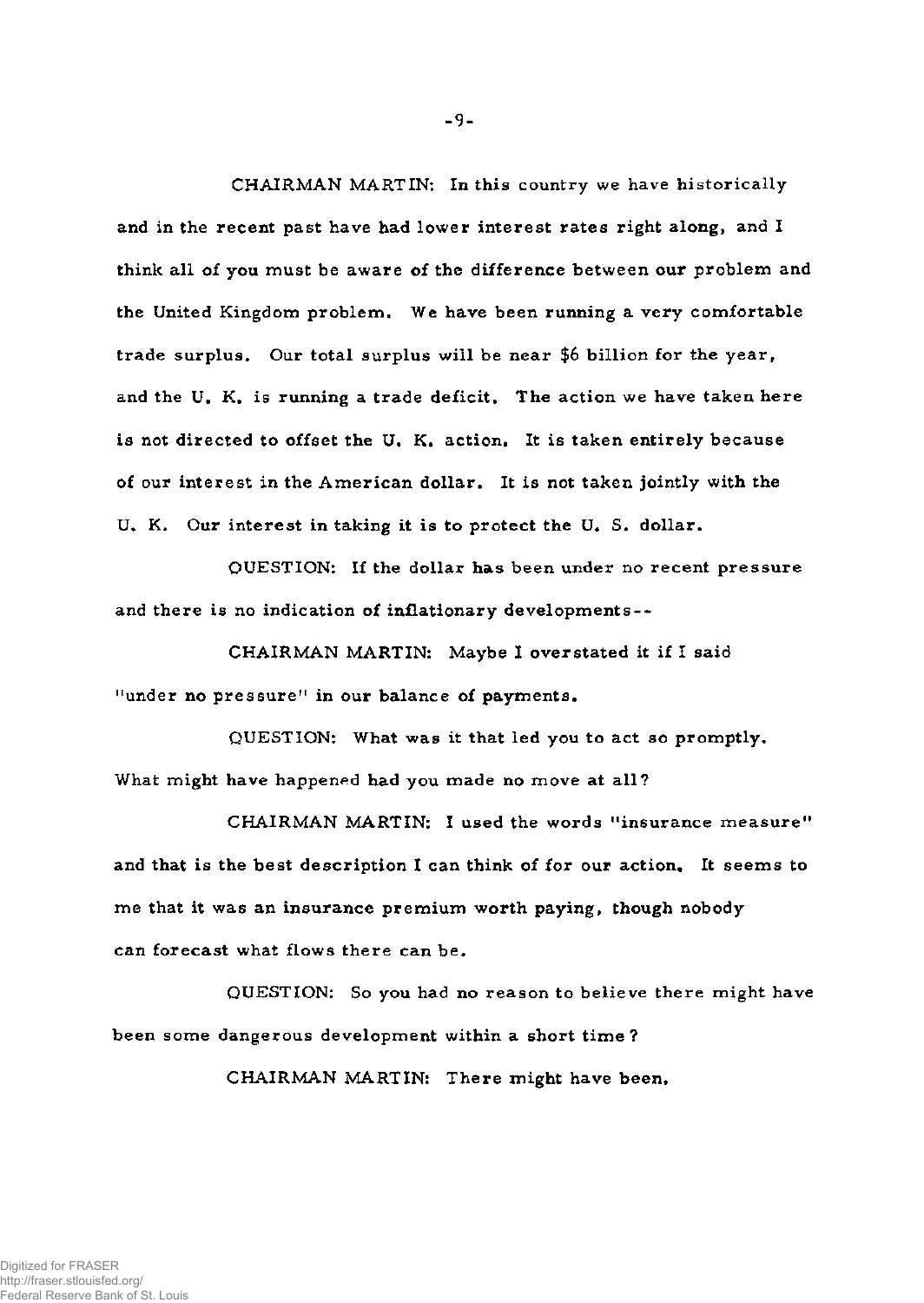CHAIRMAN MARTIN: In this country we have historically and in the recent past have had lower interest rates right along, and I think all of you must be aware of the difference between our problem and the United Kingdom problem. We have been running a very comfortable trade surplus. Our total surplus will be near $6 billion for the year, and the U. K. is running a trade deficit. The action we have taken here is not directed to offset the U. K. action. It is taken entirely because of our interest in the American dollar. It is not taken jointly with the U. K. Our interest in taking it is to protect the U. S. dollar.

QUESTION: If the dollar has been under no recent pressure and there is no indication of inflationary developments--

CHAIRMAN MARTIN: Maybe I overstated it if I said "under no pressure" in our balance of payments.

QUESTION: What was it that led you to act so promptly. What might have happened had you made no move at all?

CHAIRMAN MARTIN: I used the words "insurance measure" and that is the best description I can think of for our action. It seems to me that it was an insurance premium worth paying, though nobody can forecast what flows there can be.

QUESTION: So you had no reason to believe there might have been some dangerous development within a short time?

CHAIRMAN MARTIN: There might have been.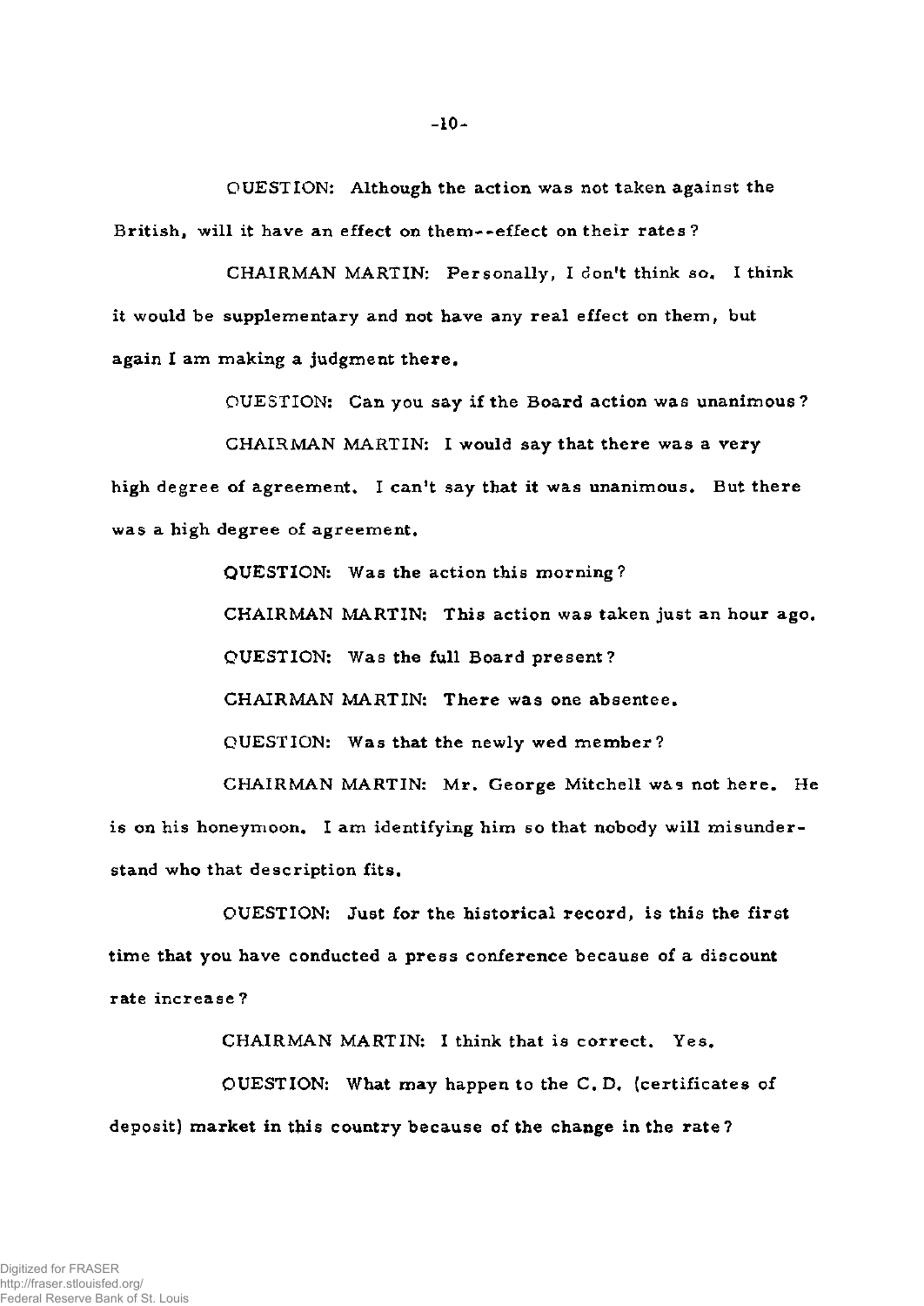QUESTION: Although the action was not taken against the British, will it have an effect on them--effect on their rates?

CHAIRMAN MARTIN: Personally, I don't think so. I think it would be supplementary and not have any real effect on them, but again I am making a judgment there.

QUESTION: Can you say if the Board action was unanimous?

CHAIRMAN MARTIN: I would say that there was a very high degree of agreement. I can't say that it was unanimous. But there was a high degree of agreement.

QUESTION: Was the action this morning?

CHAIRMAN MARTIN: This action was taken just an hour ago.

QUESTION: Was the full Board present?

CHAIRMAN MARTIN: There was one absentee.

QUESTION: Was that the newly wed member?

CHAIRMAN MARTIN: Mr. George Mitchell was not here. He is on his honeymoon. I am identifying him so that nobody will misunderstand who that description fits.

QUESTION: Just for the historical record, is this the first time that you have conducted a press conference because of a discount rate increase?

CHAIRMAN MARTIN: I think that is correct. Yes.

QUESTION: What may happen to the C. D. (certificates of deposit) market in this country because of the change in the rate?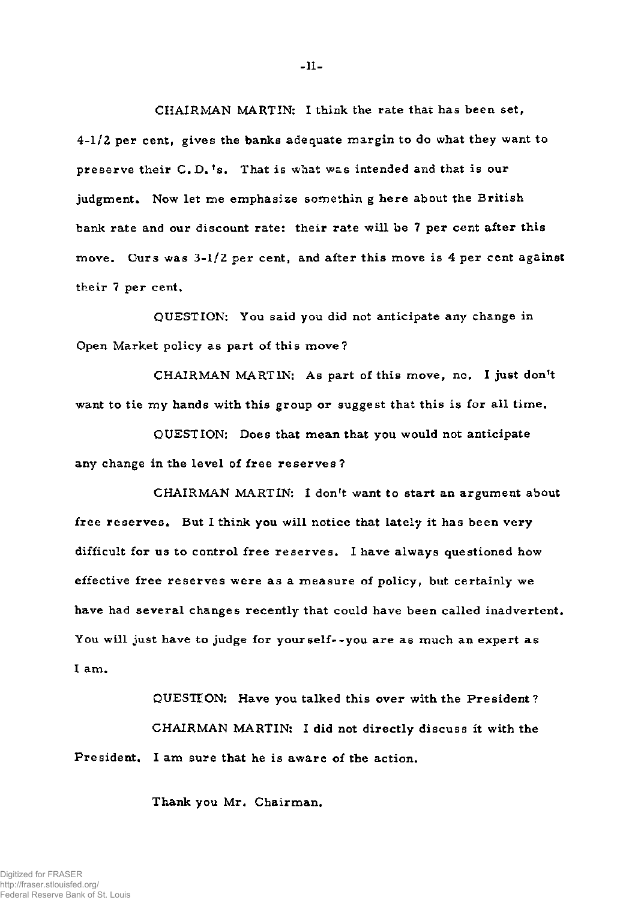CHAIRMAN MARTIN: I think the rate that has been set, 4-1/2 per cent, gives the banks adequate margin to do what they want to preserve their C.D.'s. That is what was intended and that is our judgment. Now let me emphasize somethin g here about the British bank rate and our discount rate: their rate will be 7 per cent after this move. Ours was 3-1/2 per cent, and after this move is 4 per cent against their 7 per cent.

QUESTION: You said you did not anticipate any change in Open Market policy as part of this move?

CHAIRMAN MARTIN: As part of this move, no. I just don't want to tie my hands with this group or suggest that this is for all time.

QUESTION: Does that mean that you would not anticipate any change in the level of free reserves?

CHAIRMAN MARTIN: I don't want to start an argument about free reserves. But I think you will notice that lately it has been very difficult for us to control free reserves. I have always questioned how effective free reserves were as a measure of policy, but certainly we have had several changes recently that could have been called inadvertent. You will just have to judge for yourself--you are as much an expert as I am.

QUESTION: Have you talked this over with the President?

CHAIRMAN MARTIN: I did not directly discuss it with the President. I am sure that he is aware of the action.

Thank you Mr. Chairman.

Digitized for FRASER
http://fraser.stlouisfed.org/
Federal Reserve Bank of St. Louis